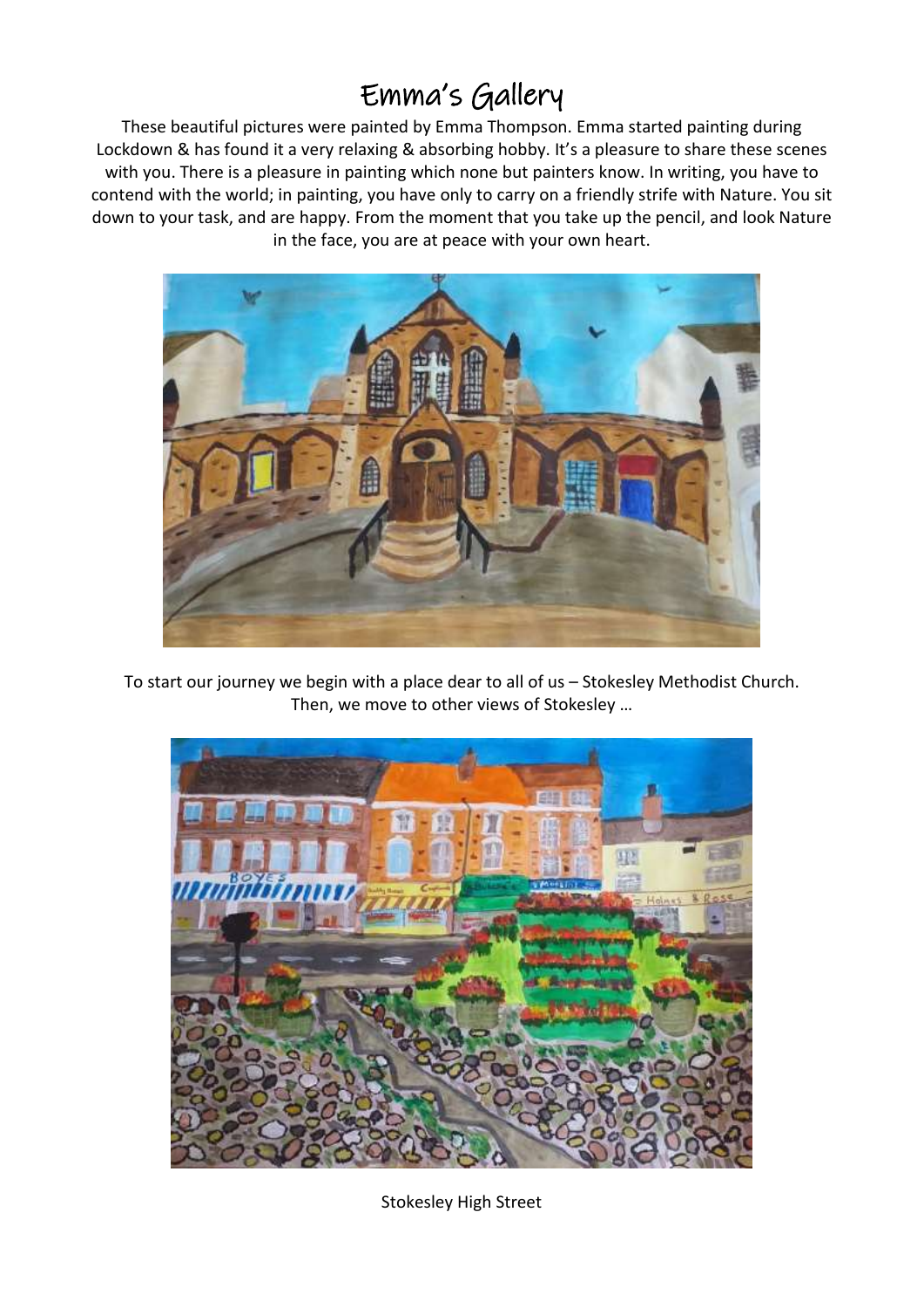# Emma's Gallery

These beautiful pictures were painted by Emma Thompson. Emma started painting during Lockdown & has found it a very relaxing & absorbing hobby. It's a pleasure to share these scenes with you. There is a pleasure in painting which none but painters know. In writing, you have to contend with the world; in painting, you have only to carry on a friendly strife with Nature. You sit down to your task, and are happy. From the moment that you take up the pencil, and look Nature in the face, you are at peace with your own heart.

To start our journey we begin with a place dear to all of us – Stokesley Methodist Church. Then, we move to other views of Stokesley …

Stokesley High Street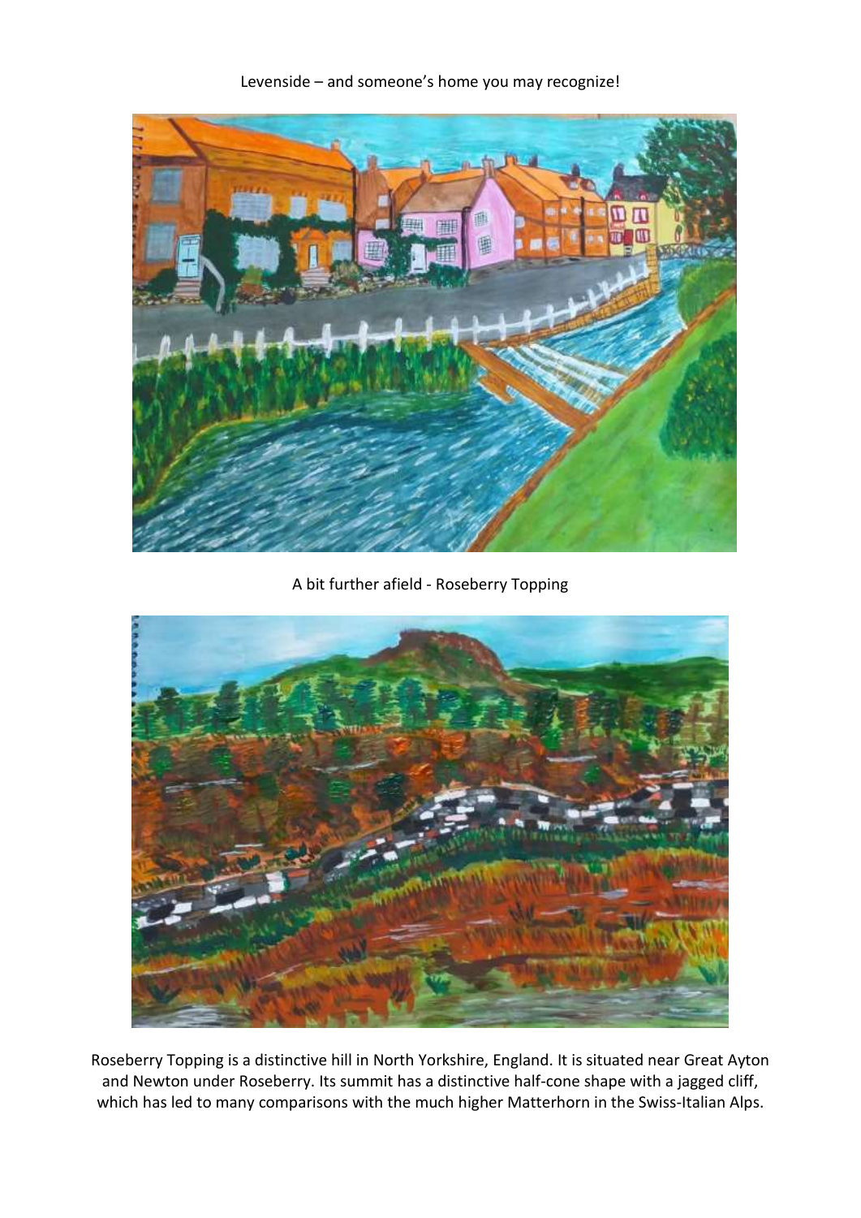Levenside – and someone's home you may recognize!

A bit further afield - Roseberry Topping

Roseberry Topping is a distinctive hill in North Yorkshire, England. It is situated near Great Ayton and Newton under Roseberry. Its summit has a distinctive half-cone shape with a jagged cliff, which has led to many comparisons with the much higher Matterhorn in the Swiss-Italian Alps.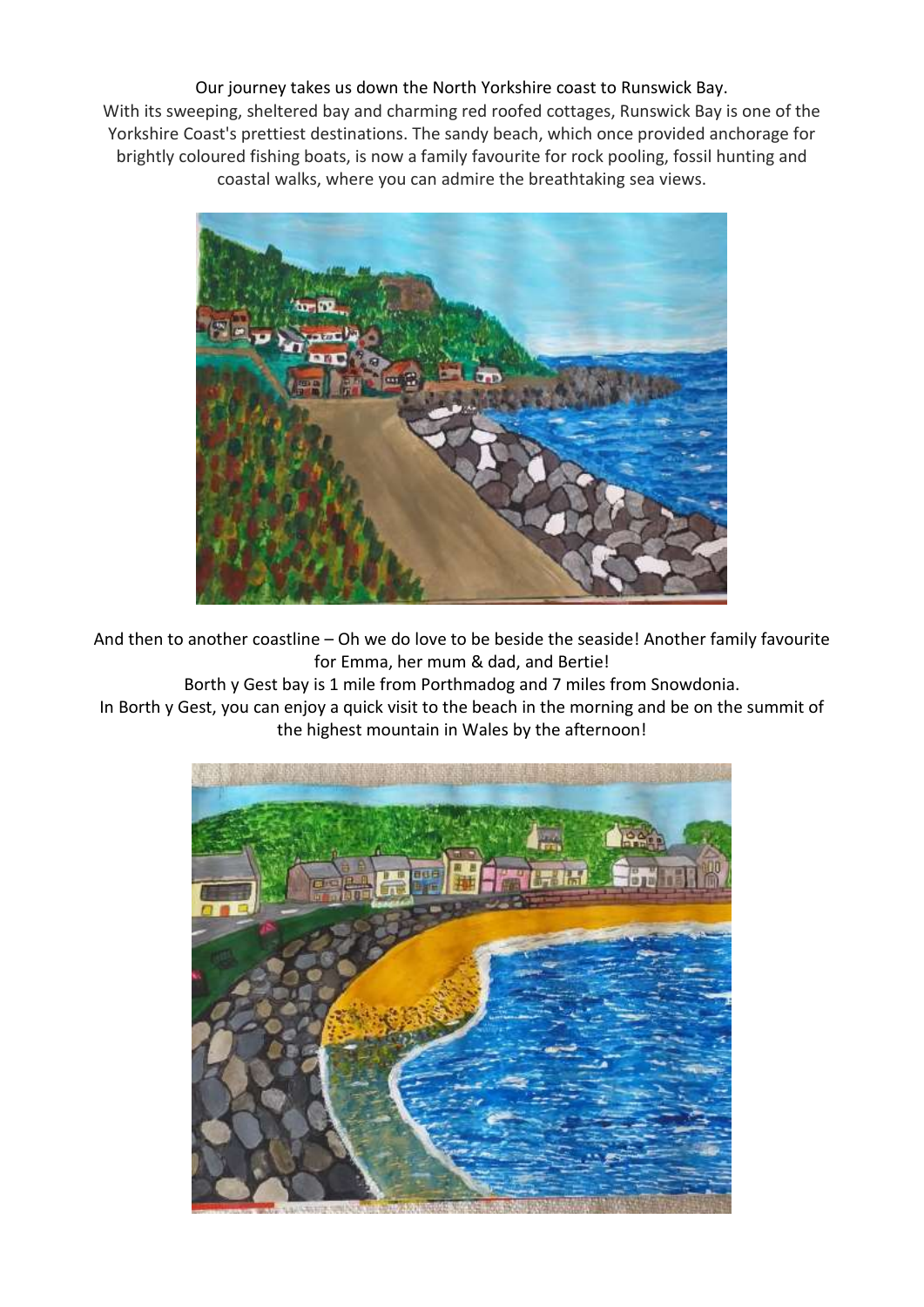Our journey takes us down the North Yorkshire coast to Runswick Bay.
With its sweeping, sheltered bay and charming red roofed cottages, Runswick Bay is one of the Yorkshire Coast's prettiest destinations. The sandy beach, which once provided anchorage for brightly coloured fishing boats, is now a family favourite for rock pooling, fossil hunting and coastal walks, where you can admire the breathtaking sea views.

And then to another coastline – Oh we do love to be beside the seaside! Another family favourite for Emma, her mum & dad, and Bertie!
Borth y Gest bay is 1 mile from Porthmadog and 7 miles from Snowdonia.
In Borth y Gest, you can enjoy a quick visit to the beach in the morning and be on the summit of the highest mountain in Wales by the afternoon!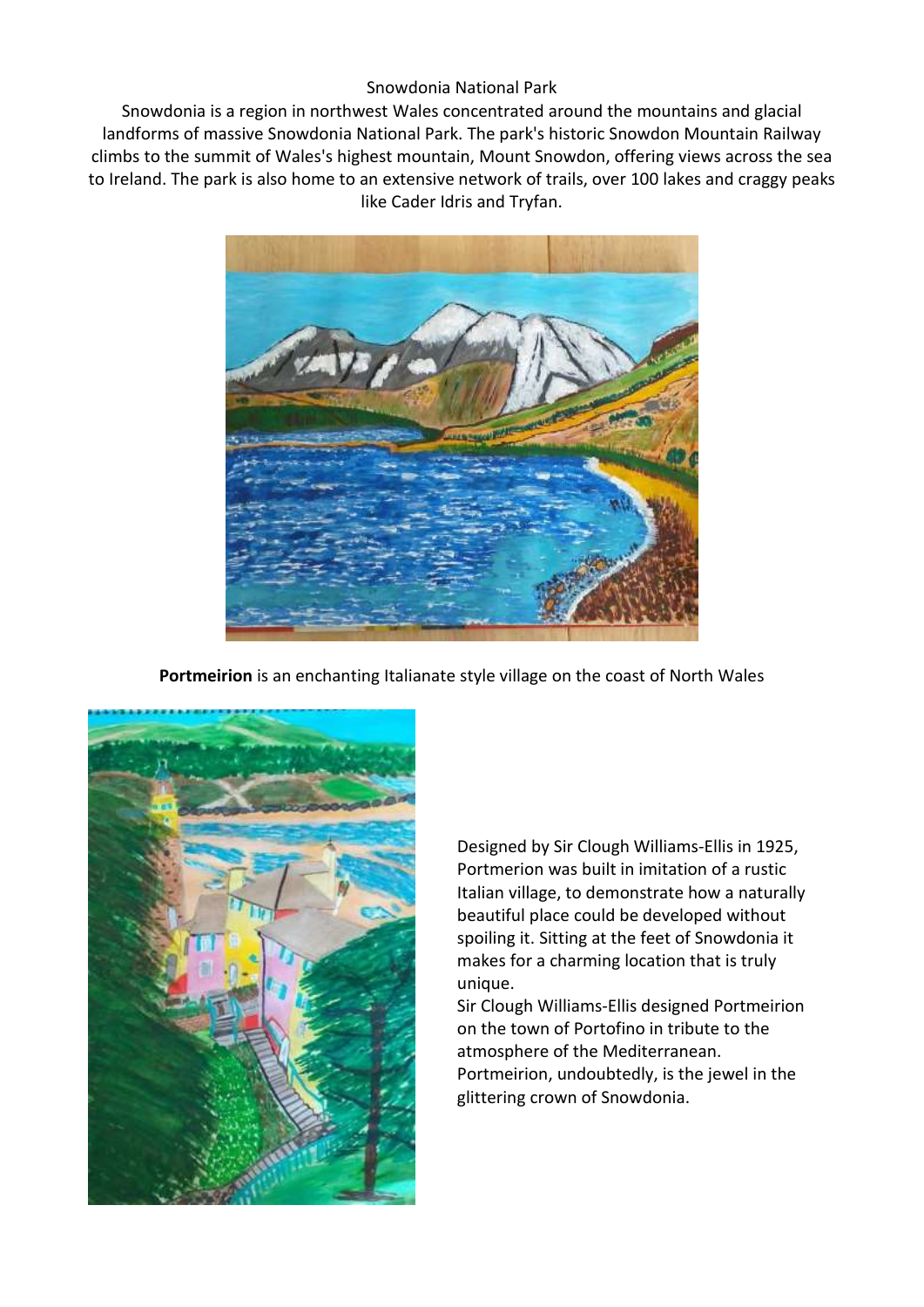# Snowdonia National Park

Snowdonia is a region in northwest Wales concentrated around the mountains and glacial landforms of massive Snowdonia National Park. The park's historic Snowdon Mountain Railway climbs to the summit of Wales's highest mountain, Mount Snowdon, offering views across the sea to Ireland. The park is also home to an extensive network of trails, over 100 lakes and craggy peaks like Cader Idris and Tryfan.

**Portmeirion** is an enchanting Italianate style village on the coast of North Wales

Designed by Sir Clough Williams-Ellis in 1925, Portmerion was built in imitation of a rustic Italian village, to demonstrate how a naturally beautiful place could be developed without spoiling it. Sitting at the feet of Snowdonia it makes for a charming location that is truly unique.

Sir Clough Williams-Ellis designed Portmeirion on the town of Portofino in tribute to the atmosphere of the Mediterranean.

Portmeirion, undoubtedly, is the jewel in the glittering crown of Snowdonia.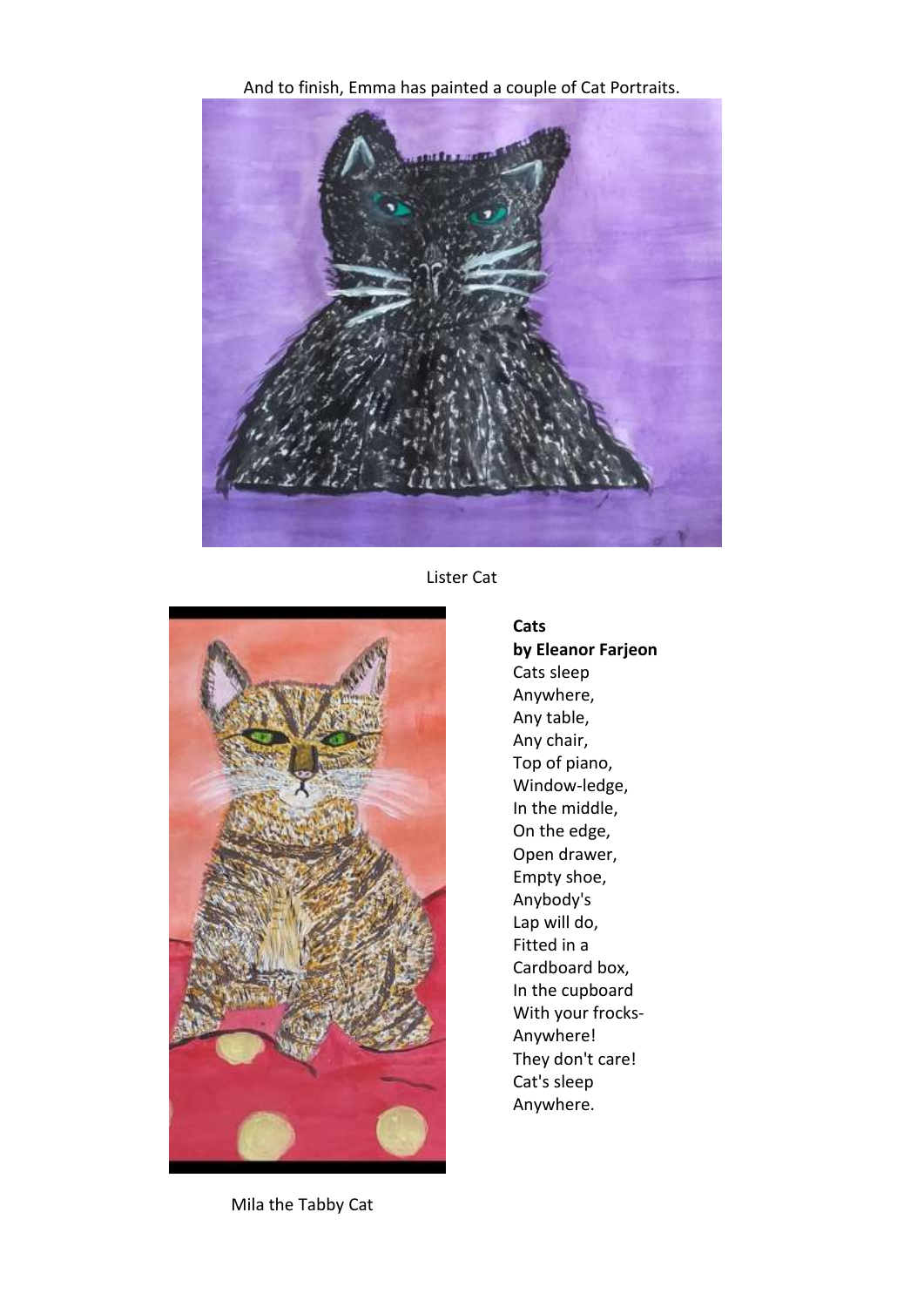And to finish, Emma has painted a couple of Cat Portraits.

Lister Cat

**Cats**
**by Eleanor Farjeon**

Cats sleep
Anywhere,
Any table,
Any chair,
Top of piano,
Window-ledge,
In the middle,
On the edge,
Open drawer,
Empty shoe,
Anybody's
Lap will do,
Fitted in a
Cardboard box,
In the cupboard
With your frocks-
Anywhere!
They don't care!
Cat's sleep
Anywhere.

Mila the Tabby Cat